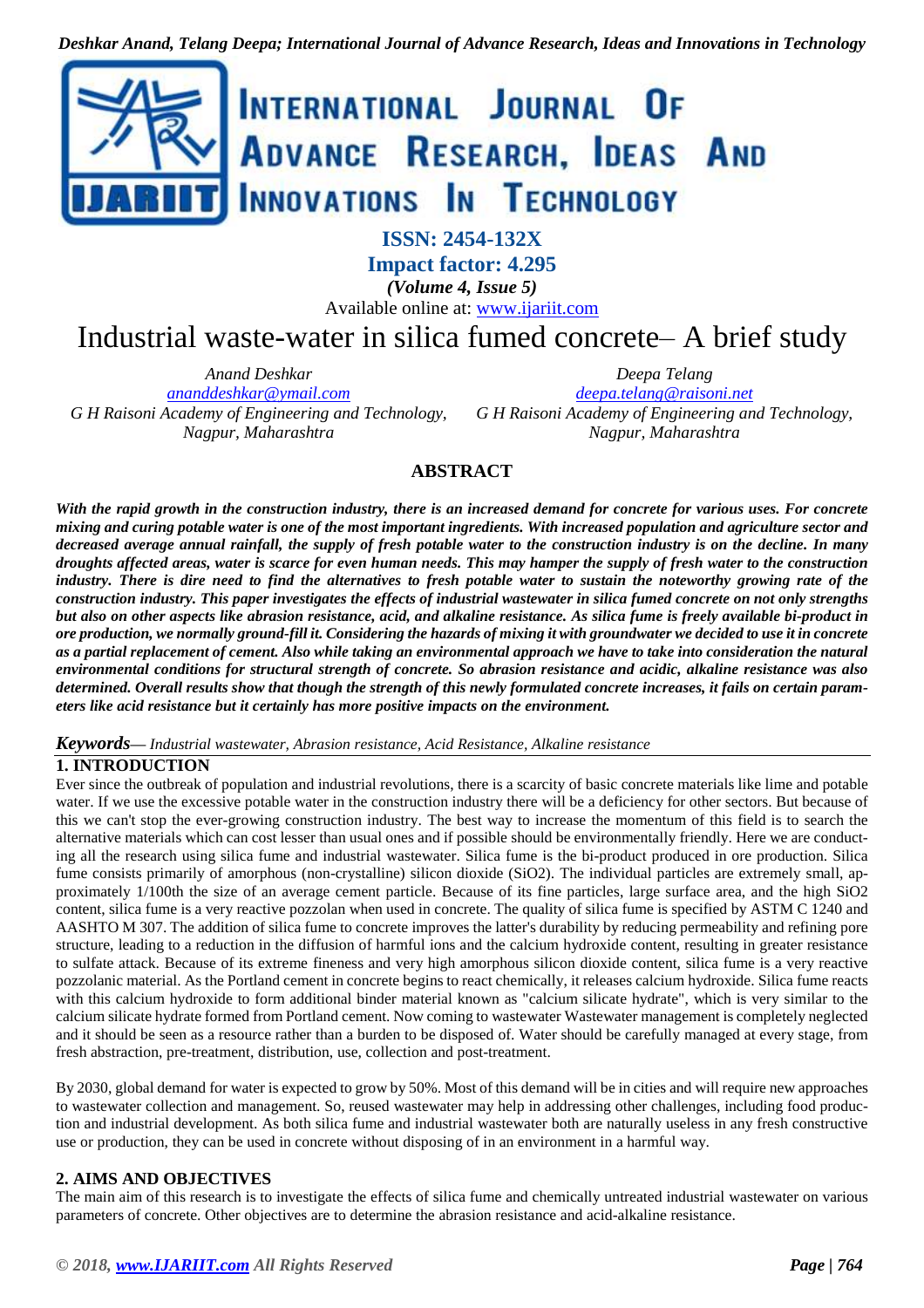ISSN: 2454-132X

Impact factor: 4.295

*(Volume 4, Issue 5)*

Available online at: www.ijariit.com

# Industrial waste-water in silica fumed concrete– A brief study

*Anand Deshkar*
*ananddeshkar@ymail.com*
*G H Raisoni Academy of Engineering and Technology, Nagpur, Maharashtra*

*Deepa Telang*
*deepa.telang@raisoni.net*
*G H Raisoni Academy of Engineering and Technology, Nagpur, Maharashtra*

## ABSTRACT

***With the rapid growth in the construction industry, there is an increased demand for concrete for various uses. For concrete mixing and curing potable water is one of the most important ingredients. With increased population and agriculture sector and decreased average annual rainfall, the supply of fresh potable water to the construction industry is on the decline. In many droughts affected areas, water is scarce for even human needs. This may hamper the supply of fresh water to the construction industry. There is dire need to find the alternatives to fresh potable water to sustain the noteworthy growing rate of the construction industry. This paper investigates the effects of industrial wastewater in silica fumed concrete on not only strengths but also on other aspects like abrasion resistance, acid, and alkaline resistance. As silica fume is freely available bi-product in ore production, we normally ground-fill it. Considering the hazards of mixing it with groundwater we decided to use it in concrete as a partial replacement of cement. Also while taking an environmental approach we have to take into consideration the natural environmental conditions for structural strength of concrete. So abrasion resistance and acidic, alkaline resistance was also determined. Overall results show that though the strength of this newly formulated concrete increases, it fails on certain parameters like acid resistance but it certainly has more positive impacts on the environment.***

***Keywords****— Industrial wastewater, Abrasion resistance, Acid Resistance, Alkaline resistance*

## 1. INTRODUCTION

Ever since the outbreak of population and industrial revolutions, there is a scarcity of basic concrete materials like lime and potable water. If we use the excessive potable water in the construction industry there will be a deficiency for other sectors. But because of this we can't stop the ever-growing construction industry. The best way to increase the momentum of this field is to search the alternative materials which can cost lesser than usual ones and if possible should be environmentally friendly. Here we are conducting all the research using silica fume and industrial wastewater. Silica fume is the bi-product produced in ore production. Silica fume consists primarily of amorphous (non-crystalline) silicon dioxide (SiO2). The individual particles are extremely small, approximately 1/100th the size of an average cement particle. Because of its fine particles, large surface area, and the high SiO2 content, silica fume is a very reactive pozzolan when used in concrete. The quality of silica fume is specified by ASTM C 1240 and AASHTO M 307. The addition of silica fume to concrete improves the latter's durability by reducing permeability and refining pore structure, leading to a reduction in the diffusion of harmful ions and the calcium hydroxide content, resulting in greater resistance to sulfate attack. Because of its extreme fineness and very high amorphous silicon dioxide content, silica fume is a very reactive pozzolanic material. As the Portland cement in concrete begins to react chemically, it releases calcium hydroxide. Silica fume reacts with this calcium hydroxide to form additional binder material known as "calcium silicate hydrate", which is very similar to the calcium silicate hydrate formed from Portland cement. Now coming to wastewater Wastewater management is completely neglected and it should be seen as a resource rather than a burden to be disposed of. Water should be carefully managed at every stage, from fresh abstraction, pre-treatment, distribution, use, collection and post-treatment.

By 2030, global demand for water is expected to grow by 50%. Most of this demand will be in cities and will require new approaches to wastewater collection and management. So, reused wastewater may help in addressing other challenges, including food production and industrial development. As both silica fume and industrial wastewater both are naturally useless in any fresh constructive use or production, they can be used in concrete without disposing of in an environment in a harmful way.

## 2. AIMS AND OBJECTIVES

The main aim of this research is to investigate the effects of silica fume and chemically untreated industrial wastewater on various parameters of concrete. Other objectives are to determine the abrasion resistance and acid-alkaline resistance.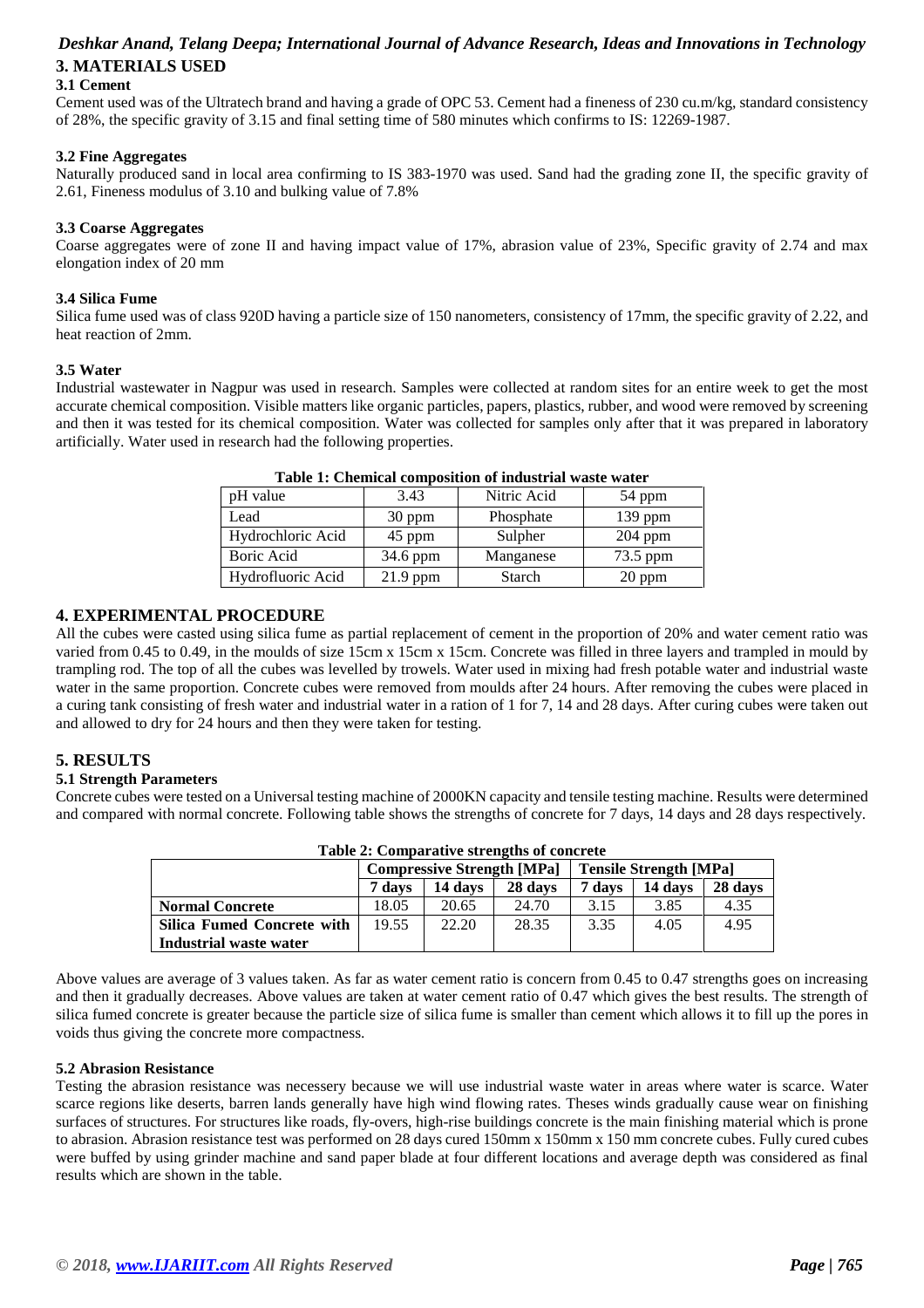## 3. MATERIALS USED

### 3.1 Cement

Cement used was of the Ultratech brand and having a grade of OPC 53. Cement had a fineness of 230 cu.m/kg, standard consistency of 28%, the specific gravity of 3.15 and final setting time of 580 minutes which confirms to IS: 12269-1987.

### 3.2 Fine Aggregates

Naturally produced sand in local area confirming to IS 383-1970 was used. Sand had the grading zone II, the specific gravity of 2.61, Fineness modulus of 3.10 and bulking value of 7.8%

### 3.3 Coarse Aggregates

Coarse aggregates were of zone II and having impact value of 17%, abrasion value of 23%, Specific gravity of 2.74 and max elongation index of 20 mm

### 3.4 Silica Fume

Silica fume used was of class 920D having a particle size of 150 nanometers, consistency of 17mm, the specific gravity of 2.22, and heat reaction of 2mm.

### 3.5 Water

Industrial wastewater in Nagpur was used in research. Samples were collected at random sites for an entire week to get the most accurate chemical composition. Visible matters like organic particles, papers, plastics, rubber, and wood were removed by screening and then it was tested for its chemical composition. Water was collected for samples only after that it was prepared in laboratory artificially. Water used in research had the following properties.

**Table 1: Chemical composition of industrial waste water**

| pH value | 3.43 | Nitric Acid | 54 ppm |
|---|---|---|---|
| Lead | 30 ppm | Phosphate | 139 ppm |
| Hydrochloric Acid | 45 ppm | Sulpher | 204 ppm |
| Boric Acid | 34.6 ppm | Manganese | 73.5 ppm |
| Hydrofluoric Acid | 21.9 ppm | Starch | 20 ppm |

## 4. EXPERIMENTAL PROCEDURE

All the cubes were casted using silica fume as partial replacement of cement in the proportion of 20% and water cement ratio was varied from 0.45 to 0.49, in the moulds of size 15cm x 15cm x 15cm. Concrete was filled in three layers and trampled in mould by trampling rod. The top of all the cubes was levelled by trowels. Water used in mixing had fresh potable water and industrial waste water in the same proportion. Concrete cubes were removed from moulds after 24 hours. After removing the cubes were placed in a curing tank consisting of fresh water and industrial water in a ration of 1 for 7, 14 and 28 days. After curing cubes were taken out and allowed to dry for 24 hours and then they were taken for testing.

## 5. RESULTS

### 5.1 Strength Parameters

Concrete cubes were tested on a Universal testing machine of 2000KN capacity and tensile testing machine. Results were determined and compared with normal concrete. Following table shows the strengths of concrete for 7 days, 14 days and 28 days respectively.

**Table 2: Comparative strengths of concrete**

| | Compressive Strength [MPa] | | | Tensile Strength [MPa] | | |
|---|---|---|---|---|---|---|
| | **7 days** | **14 days** | **28 days** | **7 days** | **14 days** | **28 days** |
| **Normal Concrete** | 18.05 | 20.65 | 24.70 | 3.15 | 3.85 | 4.35 |
| **Silica Fumed Concrete with Industrial waste water** | 19.55 | 22.20 | 28.35 | 3.35 | 4.05 | 4.95 |

Above values are average of 3 values taken. As far as water cement ratio is concern from 0.45 to 0.47 strengths goes on increasing and then it gradually decreases. Above values are taken at water cement ratio of 0.47 which gives the best results. The strength of silica fumed concrete is greater because the particle size of silica fume is smaller than cement which allows it to fill up the pores in voids thus giving the concrete more compactness.

### 5.2 Abrasion Resistance

Testing the abrasion resistance was necessery because we will use industrial waste water in areas where water is scarce. Water scarce regions like deserts, barren lands generally have high wind flowing rates. Theses winds gradually cause wear on finishing surfaces of structures. For structures like roads, fly-overs, high-rise buildings concrete is the main finishing material which is prone to abrasion. Abrasion resistance test was performed on 28 days cured 150mm x 150mm x 150 mm concrete cubes. Fully cured cubes were buffed by using grinder machine and sand paper blade at four different locations and average depth was considered as final results which are shown in the table.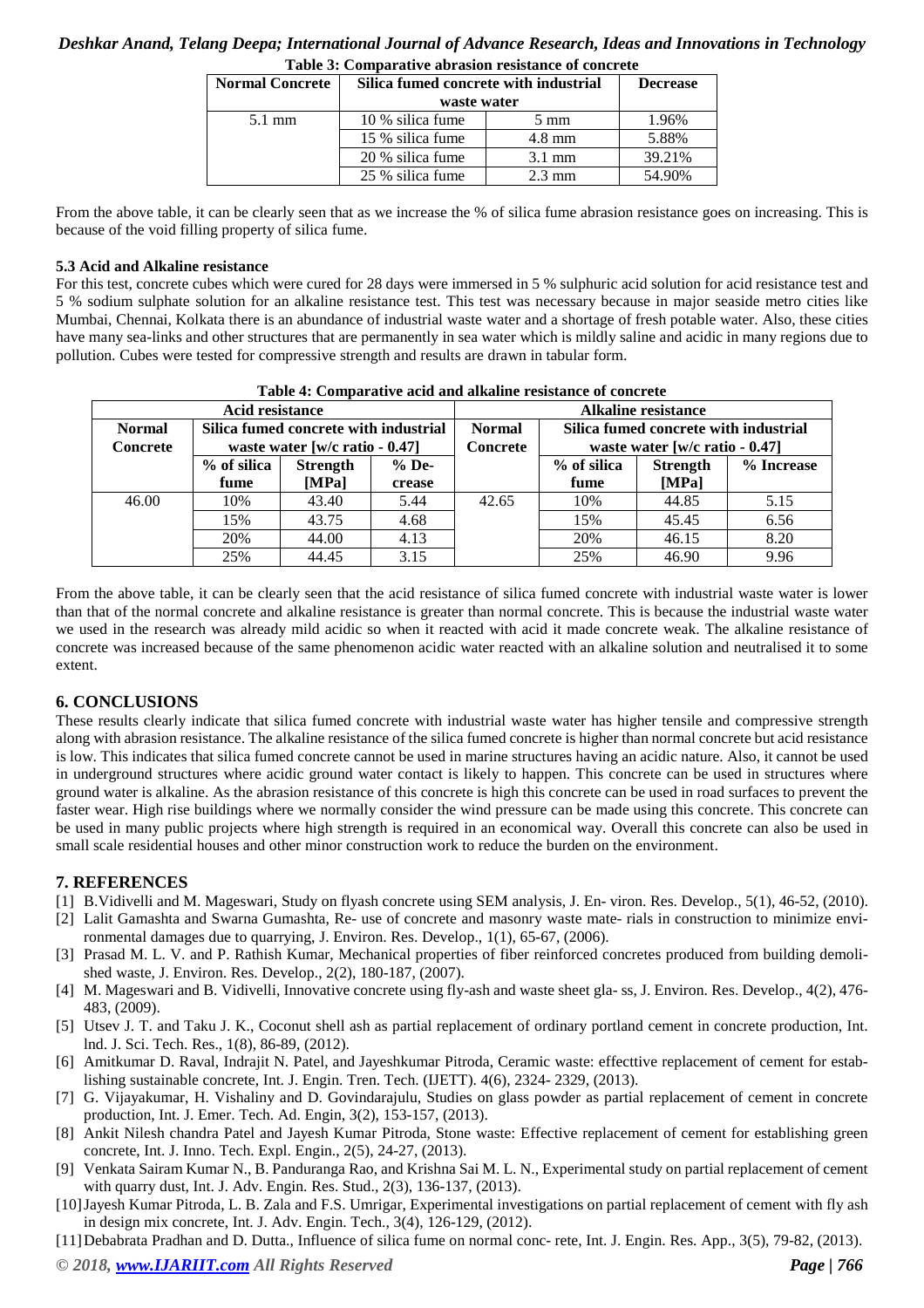**Table 3: Comparative abrasion resistance of concrete**

| Normal Concrete | Silica fumed concrete with industrial waste water | | Decrease |
|---|---|---|---|
| 5.1 mm | 10 % silica fume | 5 mm | 1.96% |
| | 15 % silica fume | 4.8 mm | 5.88% |
| | 20 % silica fume | 3.1 mm | 39.21% |
| | 25 % silica fume | 2.3 mm | 54.90% |

From the above table, it can be clearly seen that as we increase the % of silica fume abrasion resistance goes on increasing. This is because of the void filling property of silica fume.

### 5.3 Acid and Alkaline resistance

For this test, concrete cubes which were cured for 28 days were immersed in 5 % sulphuric acid solution for acid resistance test and 5 % sodium sulphate solution for an alkaline resistance test. This test was necessary because in major seaside metro cities like Mumbai, Chennai, Kolkata there is an abundance of industrial waste water and a shortage of fresh potable water. Also, these cities have many sea-links and other structures that are permanently in sea water which is mildly saline and acidic in many regions due to pollution. Cubes were tested for compressive strength and results are drawn in tabular form.

**Table 4: Comparative acid and alkaline resistance of concrete**

| Acid resistance | | | | Alkaline resistance | | | |
|---|---|---|---|---|---|---|---|
| Normal Concrete | Silica fumed concrete with industrial waste water [w/c ratio - 0.47] | | | Normal Concrete | Silica fumed concrete with industrial waste water [w/c ratio - 0.47] | | |
| | % of silica fume | Strength [MPa] | % Decrease | | % of silica fume | Strength [MPa] | % Increase |
| 46.00 | 10% | 43.40 | 5.44 | 42.65 | 10% | 44.85 | 5.15 |
| | 15% | 43.75 | 4.68 | | 15% | 45.45 | 6.56 |
| | 20% | 44.00 | 4.13 | | 20% | 46.15 | 8.20 |
| | 25% | 44.45 | 3.15 | | 25% | 46.90 | 9.96 |

From the above table, it can be clearly seen that the acid resistance of silica fumed concrete with industrial waste water is lower than that of the normal concrete and alkaline resistance is greater than normal concrete. This is because the industrial waste water we used in the research was already mild acidic so when it reacted with acid it made concrete weak. The alkaline resistance of concrete was increased because of the same phenomenon acidic water reacted with an alkaline solution and neutralised it to some extent.

## 6. CONCLUSIONS

These results clearly indicate that silica fumed concrete with industrial waste water has higher tensile and compressive strength along with abrasion resistance. The alkaline resistance of the silica fumed concrete is higher than normal concrete but acid resistance is low. This indicates that silica fumed concrete cannot be used in marine structures having an acidic nature. Also, it cannot be used in underground structures where acidic ground water contact is likely to happen. This concrete can be used in structures where ground water is alkaline. As the abrasion resistance of this concrete is high this concrete can be used in road surfaces to prevent the faster wear. High rise buildings where we normally consider the wind pressure can be made using this concrete. This concrete can be used in many public projects where high strength is required in an economical way. Overall this concrete can also be used in small scale residential houses and other minor construction work to reduce the burden on the environment.

## 7. REFERENCES

[1] B.Vidivelli and M. Mageswari, Study on flyash concrete using SEM analysis, J. En- viron. Res. Develop., 5(1), 46-52, (2010).

[2] Lalit Gamashta and Swarna Gumashta, Re- use of concrete and masonry waste mate- rials in construction to minimize environmental damages due to quarrying, J. Environ. Res. Develop., 1(1), 65-67, (2006).

[3] Prasad M. L. V. and P. Rathish Kumar, Mechanical properties of fiber reinforced concretes produced from building demolished waste, J. Environ. Res. Develop., 2(2), 180-187, (2007).

[4] M. Mageswari and B. Vidivelli, Innovative concrete using fly-ash and waste sheet gla- ss, J. Environ. Res. Develop., 4(2), 476-483, (2009).

[5] Utsev J. T. and Taku J. K., Coconut shell ash as partial replacement of ordinary portland cement in concrete production, Int. lnd. J. Sci. Tech. Res., 1(8), 86-89, (2012).

[6] Amitkumar D. Raval, Indrajit N. Patel, and Jayeshkumar Pitroda, Ceramic waste: effecttive replacement of cement for establishing sustainable concrete, Int. J. Engin. Tren. Tech. (IJETT). 4(6), 2324- 2329, (2013).

[7] G. Vijayakumar, H. Vishaliny and D. Govindarajulu, Studies on glass powder as partial replacement of cement in concrete production, Int. J. Emer. Tech. Ad. Engin, 3(2), 153-157, (2013).

[8] Ankit Nilesh chandra Patel and Jayesh Kumar Pitroda, Stone waste: Effective replacement of cement for establishing green concrete, Int. J. Inno. Tech. Expl. Engin., 2(5), 24-27, (2013).

[9] Venkata Sairam Kumar N., B. Panduranga Rao, and Krishna Sai M. L. N., Experimental study on partial replacement of cement with quarry dust, Int. J. Adv. Engin. Res. Stud., 2(3), 136-137, (2013).

[10] Jayesh Kumar Pitroda, L. B. Zala and F.S. Umrigar, Experimental investigations on partial replacement of cement with fly ash in design mix concrete, Int. J. Adv. Engin. Tech., 3(4), 126-129, (2012).

[11] Debabrata Pradhan and D. Dutta., Influence of silica fume on normal conc- rete, Int. J. Engin. Res. App., 3(5), 79-82, (2013).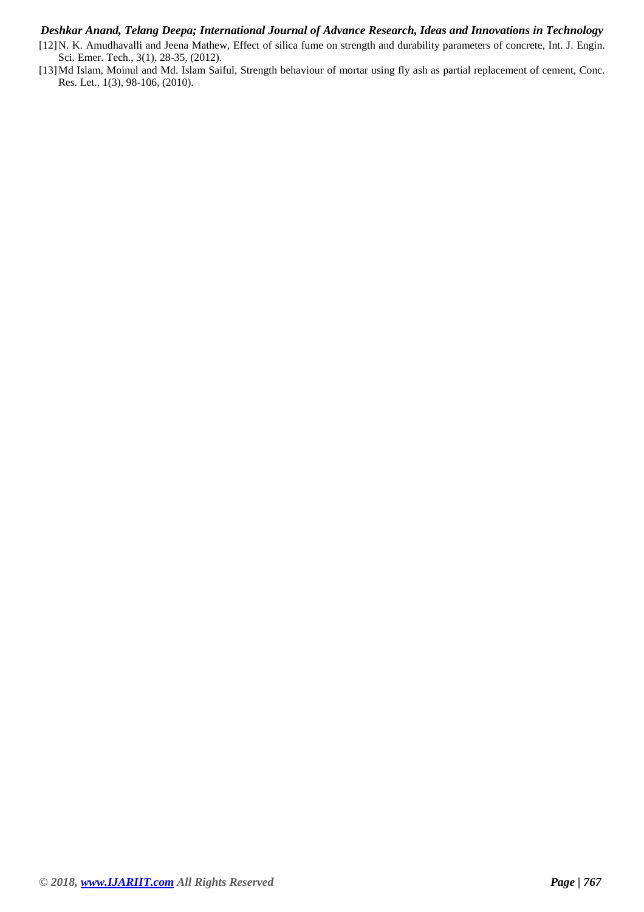[12] N. K. Amudhavalli and Jeena Mathew, Effect of silica fume on strength and durability parameters of concrete, Int. J. Engin. Sci. Emer. Tech., 3(1), 28-35, (2012).

[13] Md Islam, Moinul and Md. Islam Saiful, Strength behaviour of mortar using fly ash as partial replacement of cement, Conc. Res. Let., 1(3), 98-106, (2010).